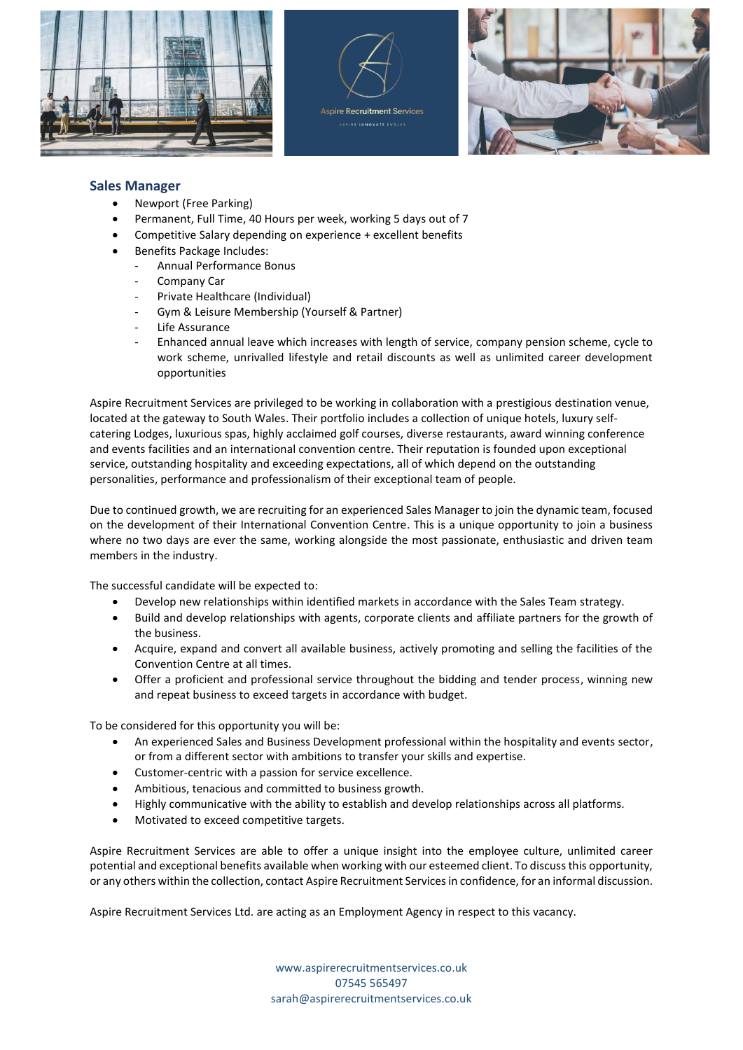## Sales Manager

- Newport (Free Parking)
- Permanent, Full Time, 40 Hours per week, working 5 days out of 7
- Competitive Salary depending on experience + excellent benefits
- Benefits Package Includes:
  - Annual Performance Bonus
  - Company Car
  - Private Healthcare (Individual)
  - Gym & Leisure Membership (Yourself & Partner)
  - Life Assurance
  - Enhanced annual leave which increases with length of service, company pension scheme, cycle to work scheme, unrivalled lifestyle and retail discounts as well as unlimited career development opportunities

Aspire Recruitment Services are privileged to be working in collaboration with a prestigious destination venue, located at the gateway to South Wales. Their portfolio includes a collection of unique hotels, luxury self-catering Lodges, luxurious spas, highly acclaimed golf courses, diverse restaurants, award winning conference and events facilities and an international convention centre. Their reputation is founded upon exceptional service, outstanding hospitality and exceeding expectations, all of which depend on the outstanding personalities, performance and professionalism of their exceptional team of people.

Due to continued growth, we are recruiting for an experienced Sales Manager to join the dynamic team, focused on the development of their International Convention Centre. This is a unique opportunity to join a business where no two days are ever the same, working alongside the most passionate, enthusiastic and driven team members in the industry.

The successful candidate will be expected to:

- Develop new relationships within identified markets in accordance with the Sales Team strategy.
- Build and develop relationships with agents, corporate clients and affiliate partners for the growth of the business.
- Acquire, expand and convert all available business, actively promoting and selling the facilities of the Convention Centre at all times.
- Offer a proficient and professional service throughout the bidding and tender process, winning new and repeat business to exceed targets in accordance with budget.

To be considered for this opportunity you will be:

- An experienced Sales and Business Development professional within the hospitality and events sector, or from a different sector with ambitions to transfer your skills and expertise.
- Customer-centric with a passion for service excellence.
- Ambitious, tenacious and committed to business growth.
- Highly communicative with the ability to establish and develop relationships across all platforms.
- Motivated to exceed competitive targets.

Aspire Recruitment Services are able to offer a unique insight into the employee culture, unlimited career potential and exceptional benefits available when working with our esteemed client. To discuss this opportunity, or any others within the collection, contact Aspire Recruitment Services in confidence, for an informal discussion.

Aspire Recruitment Services Ltd. are acting as an Employment Agency in respect to this vacancy.

www.aspirerecruitmentservices.co.uk
07545 565497
sarah@aspirerecruitmentservices.co.uk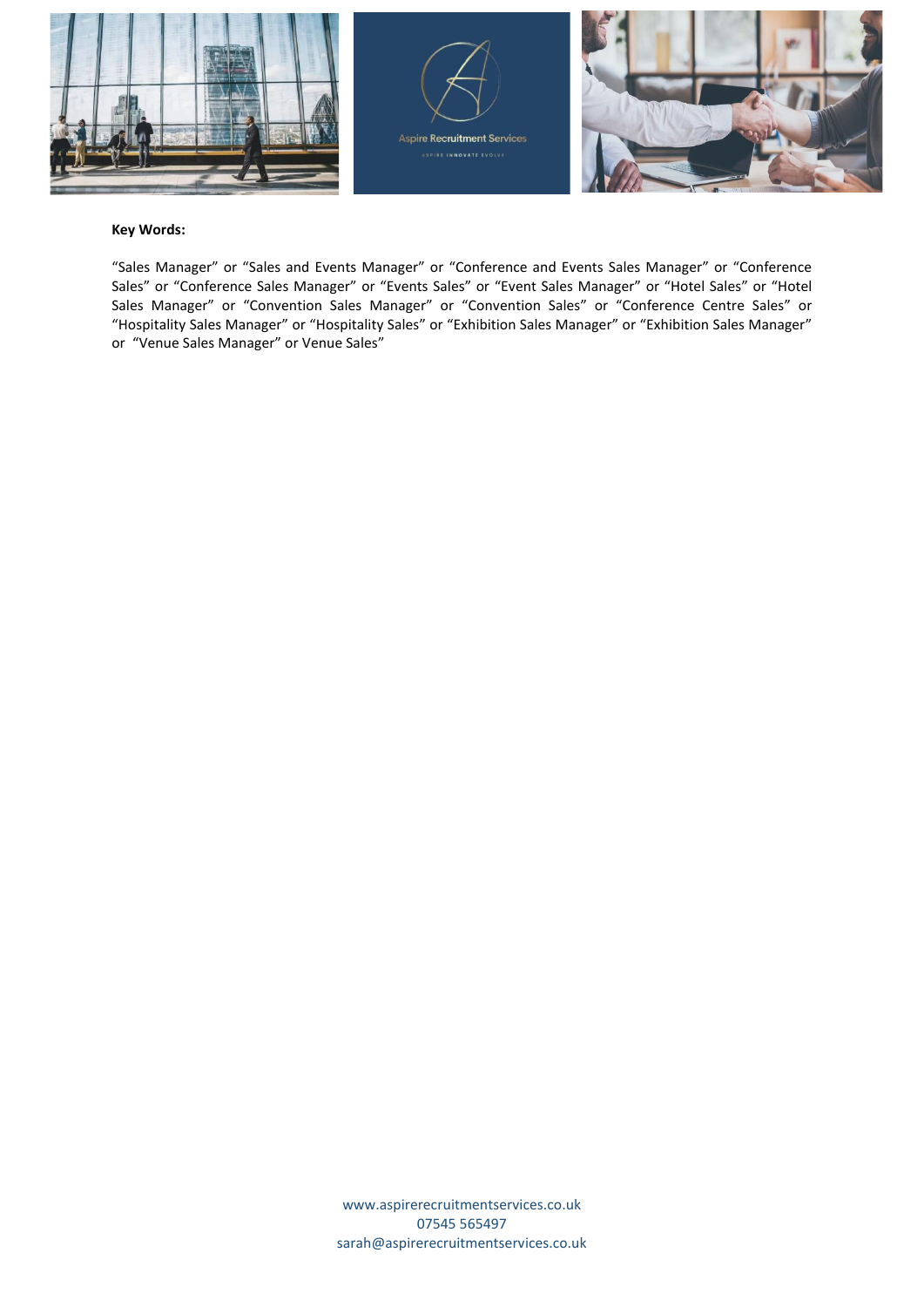**Key Words:**

“Sales Manager” or “Sales and Events Manager” or “Conference and Events Sales Manager” or “Conference Sales” or “Conference Sales Manager” or “Events Sales” or “Event Sales Manager” or “Hotel Sales” or “Hotel Sales Manager” or “Convention Sales Manager” or “Convention Sales” or “Conference Centre Sales” or “Hospitality Sales Manager” or “Hospitality Sales” or “Exhibition Sales Manager” or “Exhibition Sales Manager” or “Venue Sales Manager” or Venue Sales”

www.aspirerecruitmentservices.co.uk
07545 565497
sarah@aspirerecruitmentservices.co.uk